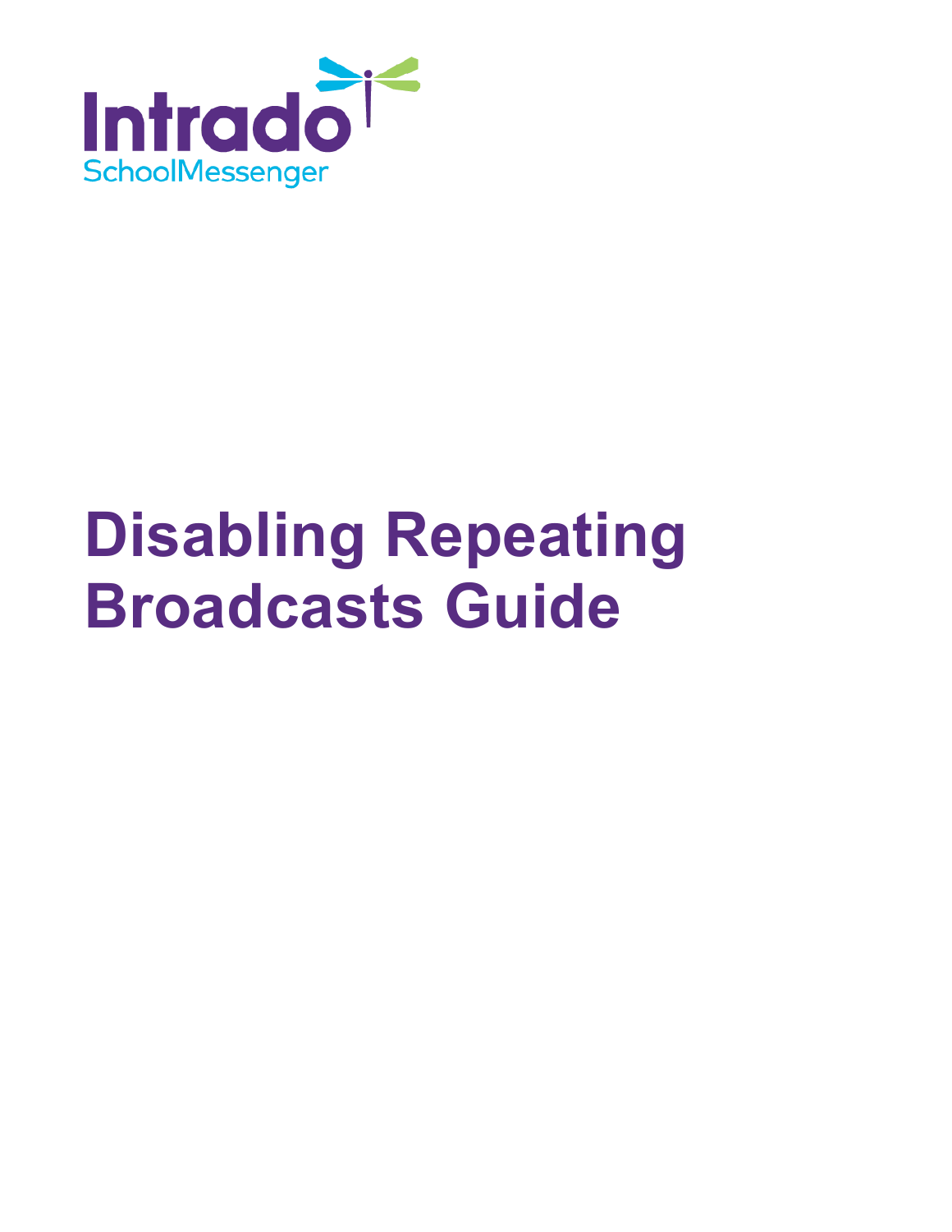Intrado

SchoolMessenger

# Disabling Repeating Broadcasts Guide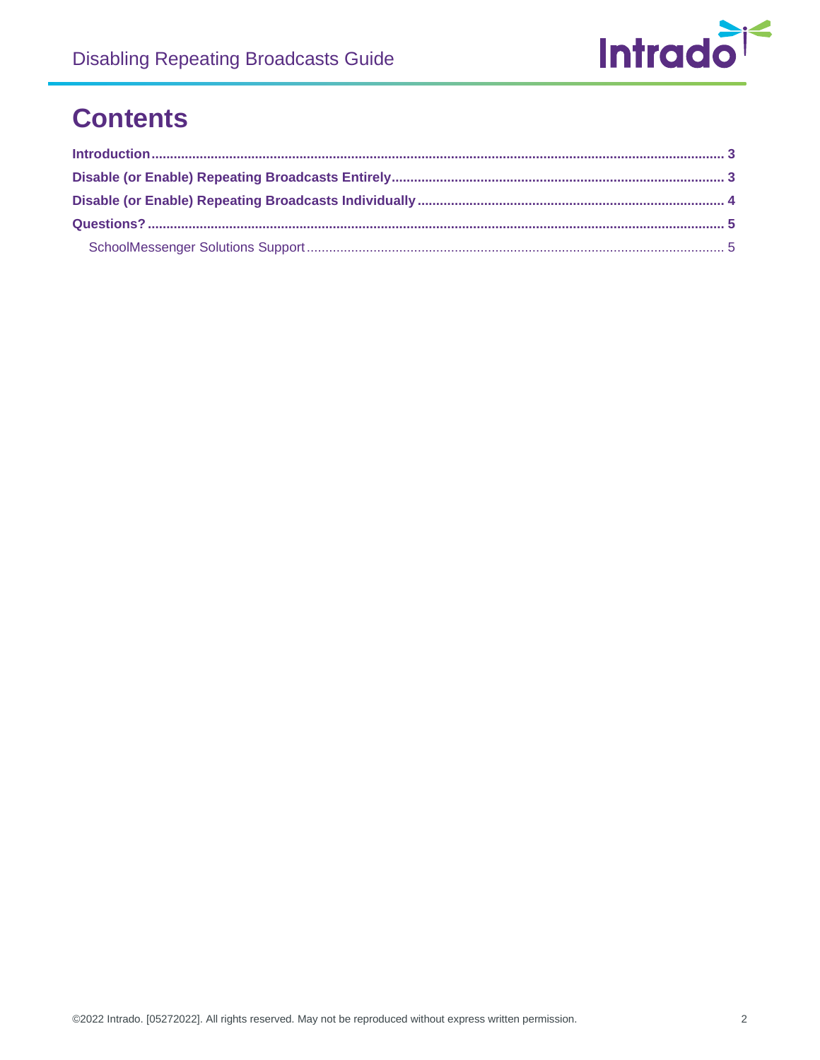# Contents

**Introduction** ........................................................................................................................................ **3**

**Disable (or Enable) Repeating Broadcasts Entirely** ........................................................................ **3**

**Disable (or Enable) Repeating Broadcasts Individually** .................................................................. **4**

**Questions?** ........................................................................................................................................... **5**

SchoolMessenger Solutions Support ................................................................................................ 5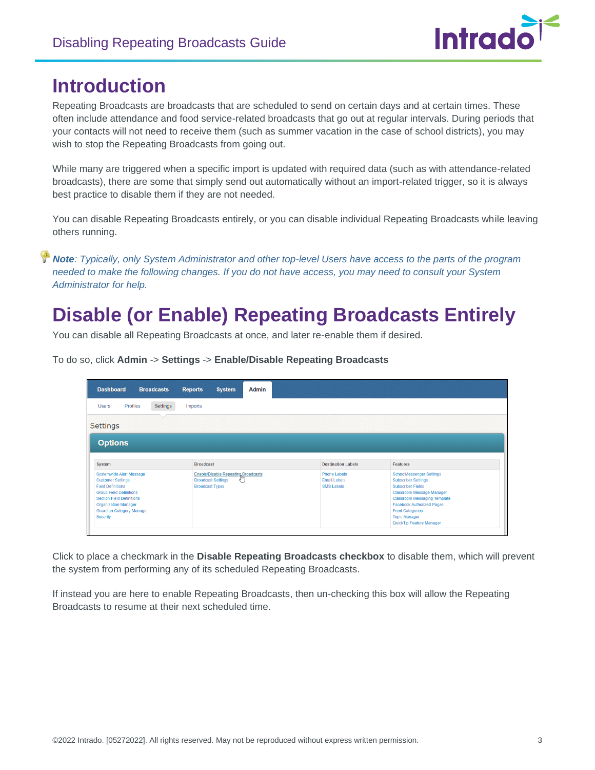# Introduction

Repeating Broadcasts are broadcasts that are scheduled to send on certain days and at certain times. These often include attendance and food service-related broadcasts that go out at regular intervals. During periods that your contacts will not need to receive them (such as summer vacation in the case of school districts), you may wish to stop the Repeating Broadcasts from going out.

While many are triggered when a specific import is updated with required data (such as with attendance-related broadcasts), there are some that simply send out automatically without an import-related trigger, so it is always best practice to disable them if they are not needed.

You can disable Repeating Broadcasts entirely, or you can disable individual Repeating Broadcasts while leaving others running.

***Note**: Typically, only System Administrator and other top-level Users have access to the parts of the program needed to make the following changes. If you do not have access, you may need to consult your System Administrator for help.*

# Disable (or Enable) Repeating Broadcasts Entirely

You can disable all Repeating Broadcasts at once, and later re-enable them if desired.

To do so, click **Admin** -> **Settings** -> **Enable/Disable Repeating Broadcasts**

Click to place a checkmark in the **Disable Repeating Broadcasts checkbox** to disable them, which will prevent the system from performing any of its scheduled Repeating Broadcasts.

If instead you are here to enable Repeating Broadcasts, then un-checking this box will allow the Repeating Broadcasts to resume at their next scheduled time.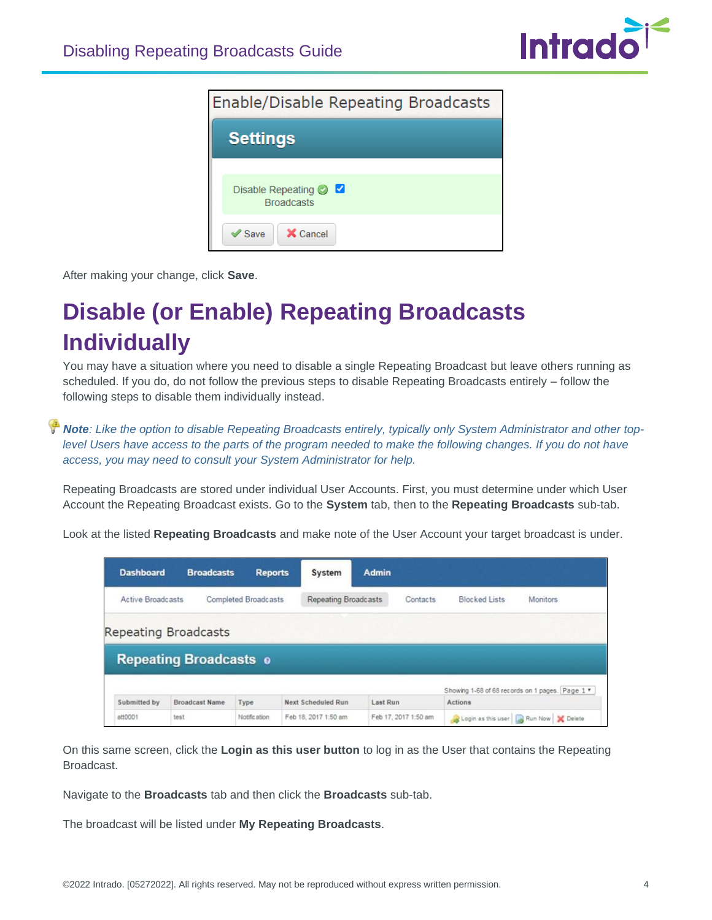After making your change, click **Save**.

# Disable (or Enable) Repeating Broadcasts Individually

You may have a situation where you need to disable a single Repeating Broadcast but leave others running as scheduled. If you do, do not follow the previous steps to disable Repeating Broadcasts entirely – follow the following steps to disable them individually instead.

***Note**: Like the option to disable Repeating Broadcasts entirely, typically only System Administrator and other top-level Users have access to the parts of the program needed to make the following changes. If you do not have access, you may need to consult your System Administrator for help.*

Repeating Broadcasts are stored under individual User Accounts. First, you must determine under which User Account the Repeating Broadcast exists. Go to the **System** tab, then to the **Repeating Broadcasts** sub-tab.

Look at the listed **Repeating Broadcasts** and make note of the User Account your target broadcast is under.

On this same screen, click the **Login as this user button** to log in as the User that contains the Repeating Broadcast.

Navigate to the **Broadcasts** tab and then click the **Broadcasts** sub-tab.

The broadcast will be listed under **My Repeating Broadcasts**.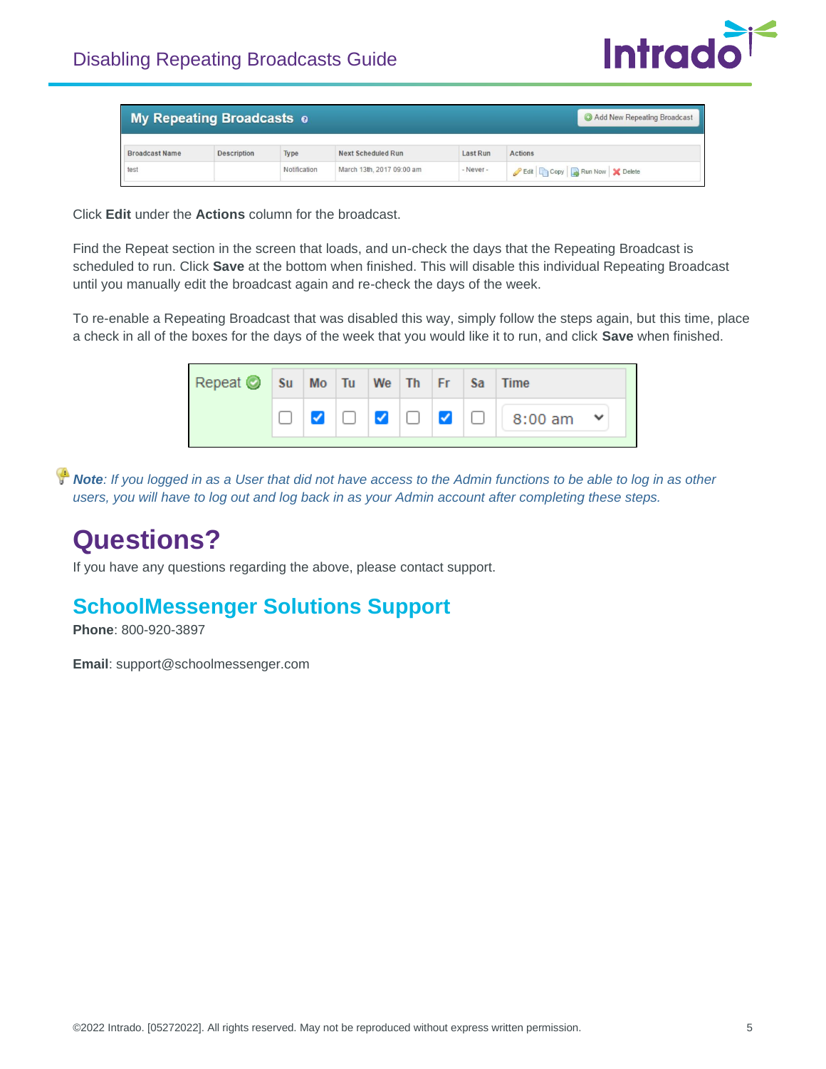Click **Edit** under the **Actions** column for the broadcast.

Find the Repeat section in the screen that loads, and un-check the days that the Repeating Broadcast is scheduled to run. Click **Save** at the bottom when finished. This will disable this individual Repeating Broadcast until you manually edit the broadcast again and re-check the days of the week.

To re-enable a Repeating Broadcast that was disabled this way, simply follow the steps again, but this time, place a check in all of the boxes for the days of the week that you would like it to run, and click **Save** when finished.

***Note**: If you logged in as a User that did not have access to the Admin functions to be able to log in as other users, you will have to log out and log back in as your Admin account after completing these steps.*

# Questions?

If you have any questions regarding the above, please contact support.

## SchoolMessenger Solutions Support

**Phone**: 800-920-3897

**Email**: support@schoolmessenger.com